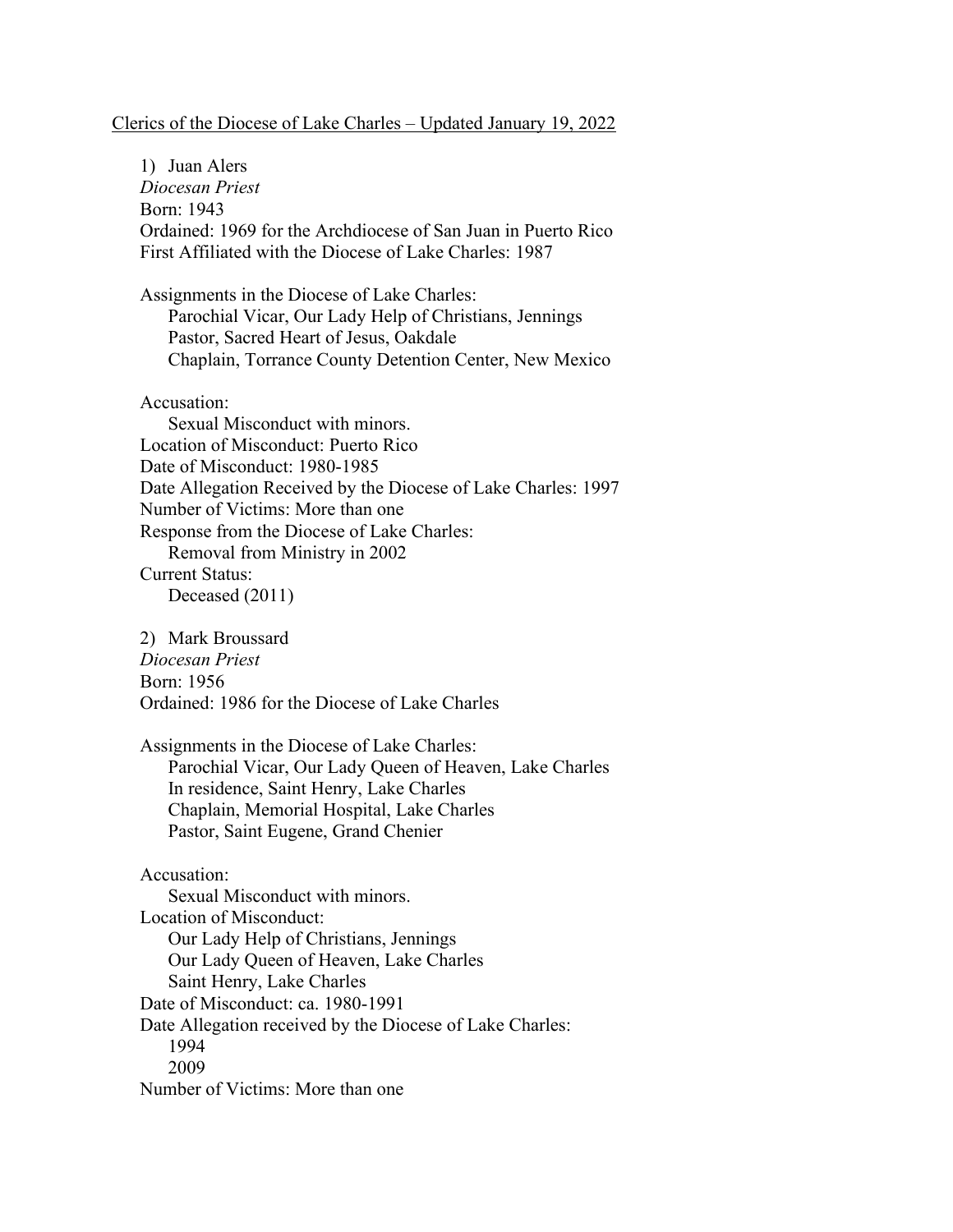Clerics of the Diocese of Lake Charles – Updated January 19, 2022

1) Juan Alers
*Diocesan Priest*
Born: 1943
Ordained: 1969 for the Archdiocese of San Juan in Puerto Rico
First Affiliated with the Diocese of Lake Charles: 1987

Assignments in the Diocese of Lake Charles:
    Parochial Vicar, Our Lady Help of Christians, Jennings
    Pastor, Sacred Heart of Jesus, Oakdale
    Chaplain, Torrance County Detention Center, New Mexico

Accusation:
    Sexual Misconduct with minors.
Location of Misconduct: Puerto Rico
Date of Misconduct: 1980-1985
Date Allegation Received by the Diocese of Lake Charles: 1997
Number of Victims: More than one
Response from the Diocese of Lake Charles:
    Removal from Ministry in 2002
Current Status:
    Deceased (2011)

2) Mark Broussard
*Diocesan Priest*
Born: 1956
Ordained: 1986 for the Diocese of Lake Charles

Assignments in the Diocese of Lake Charles:
    Parochial Vicar, Our Lady Queen of Heaven, Lake Charles
    In residence, Saint Henry, Lake Charles
    Chaplain, Memorial Hospital, Lake Charles
    Pastor, Saint Eugene, Grand Chenier

Accusation:
    Sexual Misconduct with minors.
Location of Misconduct:
    Our Lady Help of Christians, Jennings
    Our Lady Queen of Heaven, Lake Charles
    Saint Henry, Lake Charles
Date of Misconduct: ca. 1980-1991
Date Allegation received by the Diocese of Lake Charles:
    1994
    2009
Number of Victims: More than one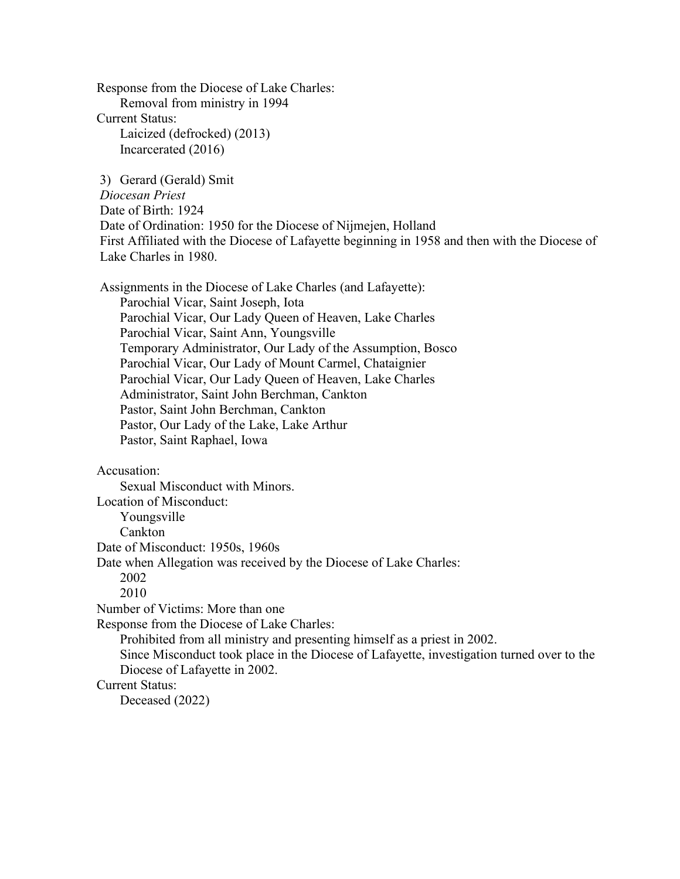Response from the Diocese of Lake Charles:

  Removal from ministry in 1994

Current Status:

  Laicized (defrocked) (2013)

  Incarcerated (2016)

3) Gerard (Gerald) Smit

*Diocesan Priest*

Date of Birth: 1924

Date of Ordination: 1950 for the Diocese of Nijmejen, Holland

First Affiliated with the Diocese of Lafayette beginning in 1958 and then with the Diocese of Lake Charles in 1980.

Assignments in the Diocese of Lake Charles (and Lafayette):

  Parochial Vicar, Saint Joseph, Iota

  Parochial Vicar, Our Lady Queen of Heaven, Lake Charles

  Parochial Vicar, Saint Ann, Youngsville

  Temporary Administrator, Our Lady of the Assumption, Bosco

  Parochial Vicar, Our Lady of Mount Carmel, Chataignier

  Parochial Vicar, Our Lady Queen of Heaven, Lake Charles

  Administrator, Saint John Berchman, Cankton

  Pastor, Saint John Berchman, Cankton

  Pastor, Our Lady of the Lake, Lake Arthur

  Pastor, Saint Raphael, Iowa

Accusation:

  Sexual Misconduct with Minors.

Location of Misconduct:

  Youngsville

  Cankton

Date of Misconduct: 1950s, 1960s

Date when Allegation was received by the Diocese of Lake Charles:

  2002

  2010

Number of Victims: More than one

Response from the Diocese of Lake Charles:

  Prohibited from all ministry and presenting himself as a priest in 2002.

  Since Misconduct took place in the Diocese of Lafayette, investigation turned over to the Diocese of Lafayette in 2002.

Current Status:

  Deceased (2022)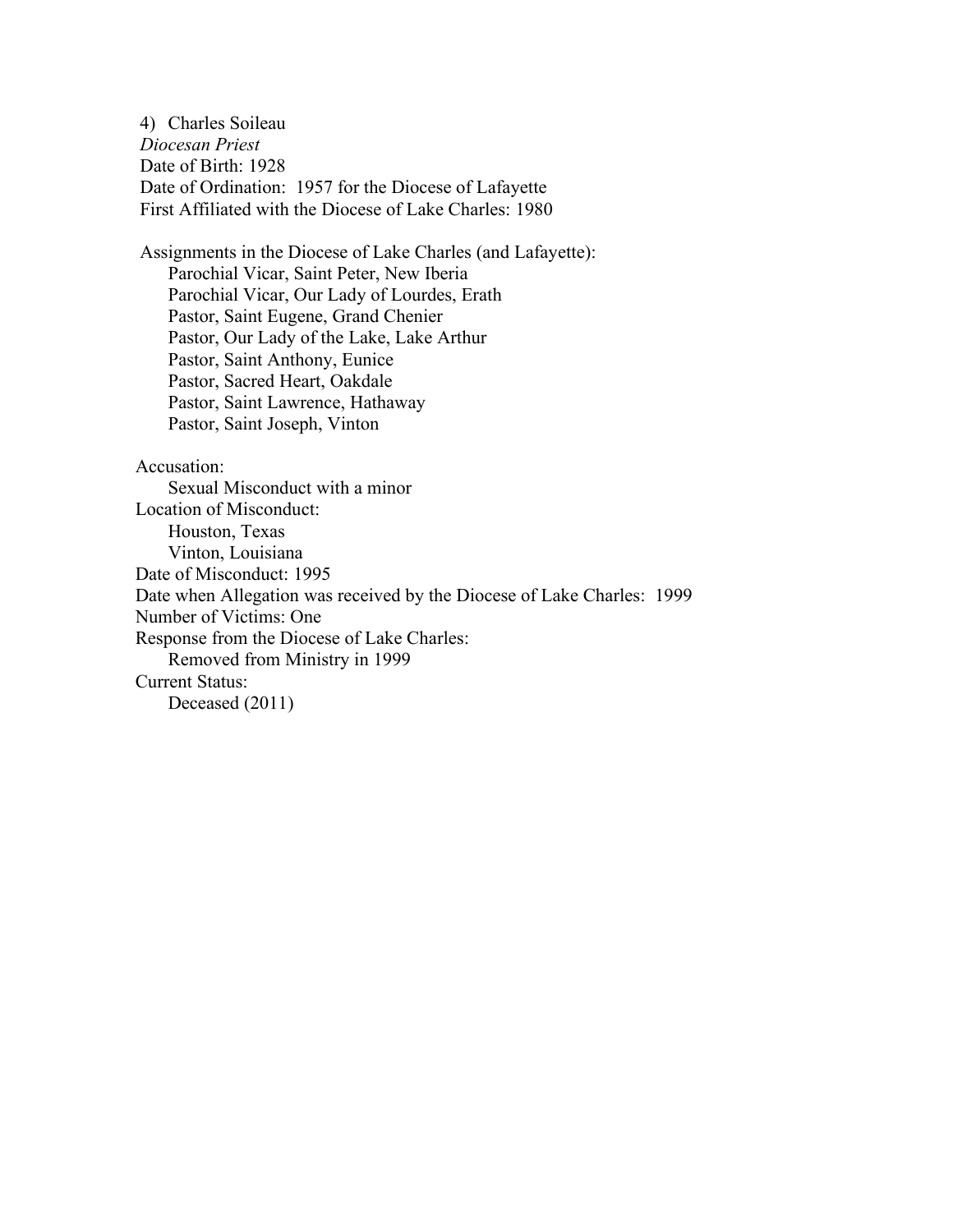4) Charles Soileau

*Diocesan Priest*

Date of Birth: 1928

Date of Ordination: 1957 for the Diocese of Lafayette

First Affiliated with the Diocese of Lake Charles: 1980

Assignments in the Diocese of Lake Charles (and Lafayette):

- Parochial Vicar, Saint Peter, New Iberia
- Parochial Vicar, Our Lady of Lourdes, Erath
- Pastor, Saint Eugene, Grand Chenier
- Pastor, Our Lady of the Lake, Lake Arthur
- Pastor, Saint Anthony, Eunice
- Pastor, Sacred Heart, Oakdale
- Pastor, Saint Lawrence, Hathaway
- Pastor, Saint Joseph, Vinton

Accusation:

- Sexual Misconduct with a minor

Location of Misconduct:

- Houston, Texas
- Vinton, Louisiana

Date of Misconduct: 1995

Date when Allegation was received by the Diocese of Lake Charles: 1999

Number of Victims: One

Response from the Diocese of Lake Charles:

- Removed from Ministry in 1999

Current Status:

- Deceased (2011)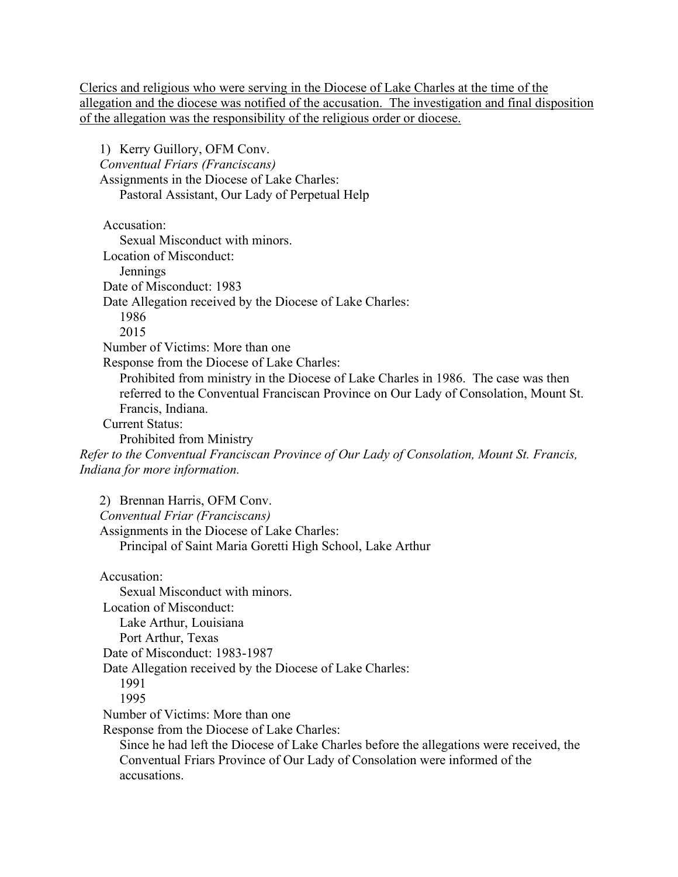Clerics and religious who were serving in the Diocese of Lake Charles at the time of the allegation and the diocese was notified of the accusation. The investigation and final disposition of the allegation was the responsibility of the religious order or diocese.

1) Kerry Guillory, OFM Conv.

*Conventual Friars (Franciscans)*

Assignments in the Diocese of Lake Charles:

Pastoral Assistant, Our Lady of Perpetual Help

Accusation:

Sexual Misconduct with minors.

Location of Misconduct:

Jennings

Date of Misconduct: 1983

Date Allegation received by the Diocese of Lake Charles:

1986

2015

Number of Victims: More than one

Response from the Diocese of Lake Charles:

Prohibited from ministry in the Diocese of Lake Charles in 1986. The case was then referred to the Conventual Franciscan Province on Our Lady of Consolation, Mount St. Francis, Indiana.

Current Status:

Prohibited from Ministry

*Refer to the Conventual Franciscan Province of Our Lady of Consolation, Mount St. Francis, Indiana for more information.*

2) Brennan Harris, OFM Conv.

*Conventual Friar (Franciscans)*

Assignments in the Diocese of Lake Charles:

Principal of Saint Maria Goretti High School, Lake Arthur

Accusation:

Sexual Misconduct with minors.

Location of Misconduct:

Lake Arthur, Louisiana

Port Arthur, Texas

Date of Misconduct: 1983-1987

Date Allegation received by the Diocese of Lake Charles:

1991

1995

Number of Victims: More than one

Response from the Diocese of Lake Charles:

Since he had left the Diocese of Lake Charles before the allegations were received, the Conventual Friars Province of Our Lady of Consolation were informed of the accusations.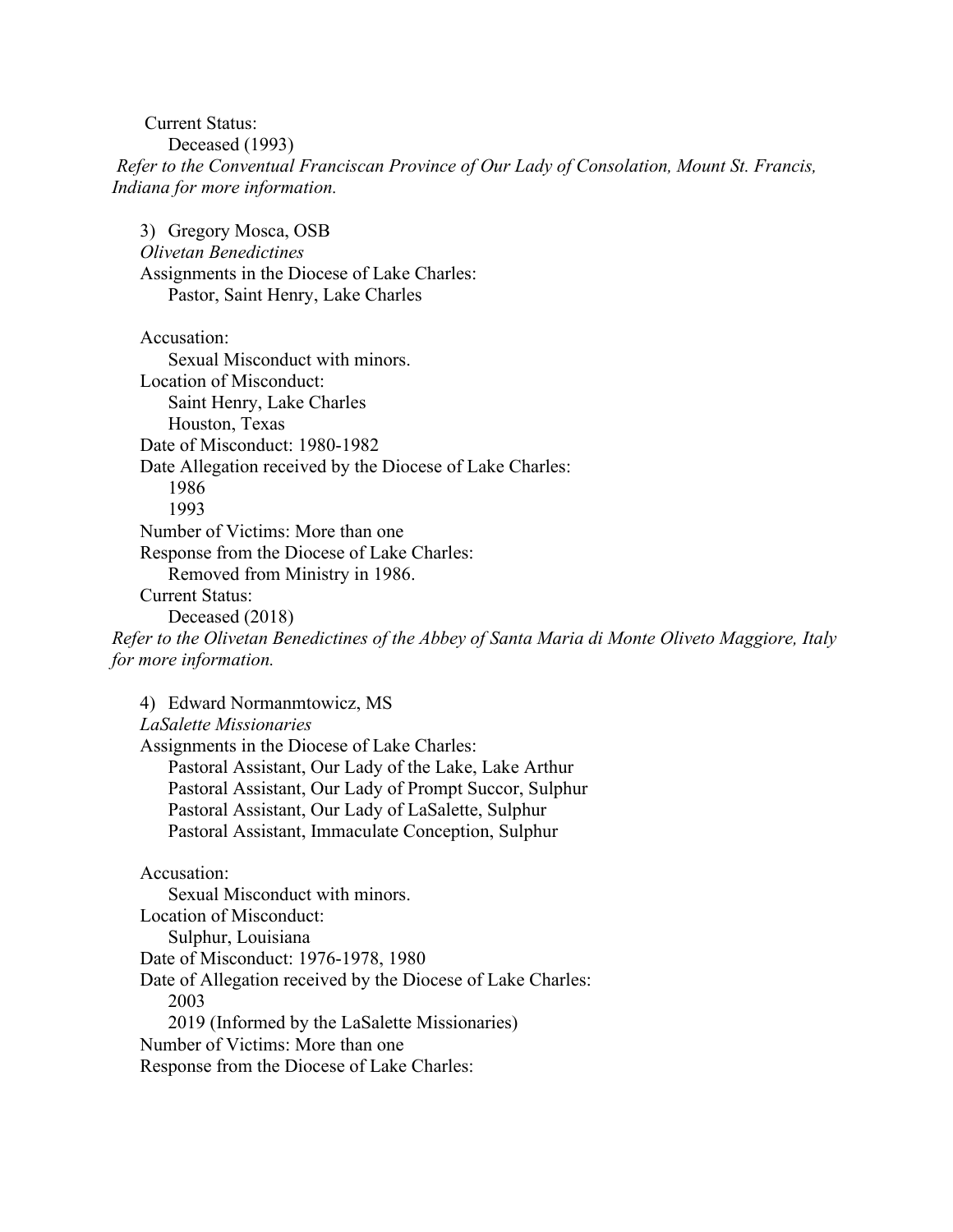Current Status:
Deceased (1993)

*Refer to the Conventual Franciscan Province of Our Lady of Consolation, Mount St. Francis, Indiana for more information.*

3) Gregory Mosca, OSB

*Olivetan Benedictines*

Assignments in the Diocese of Lake Charles:
Pastor, Saint Henry, Lake Charles

Accusation:
Sexual Misconduct with minors.

Location of Misconduct:
Saint Henry, Lake Charles
Houston, Texas

Date of Misconduct: 1980-1982

Date Allegation received by the Diocese of Lake Charles:
1986
1993

Number of Victims: More than one

Response from the Diocese of Lake Charles:
Removed from Ministry in 1986.

Current Status:
Deceased (2018)

*Refer to the Olivetan Benedictines of the Abbey of Santa Maria di Monte Oliveto Maggiore, Italy for more information.*

4) Edward Normanmtowicz, MS

*LaSalette Missionaries*

Assignments in the Diocese of Lake Charles:
Pastoral Assistant, Our Lady of the Lake, Lake Arthur
Pastoral Assistant, Our Lady of Prompt Succor, Sulphur
Pastoral Assistant, Our Lady of LaSalette, Sulphur
Pastoral Assistant, Immaculate Conception, Sulphur

Accusation:
Sexual Misconduct with minors.

Location of Misconduct:
Sulphur, Louisiana

Date of Misconduct: 1976-1978, 1980

Date of Allegation received by the Diocese of Lake Charles:
2003
2019 (Informed by the LaSalette Missionaries)

Number of Victims: More than one

Response from the Diocese of Lake Charles: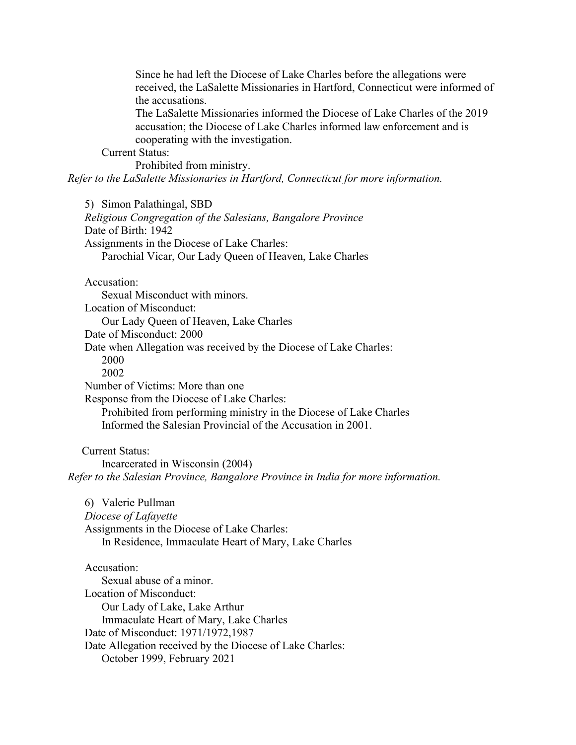Since he had left the Diocese of Lake Charles before the allegations were received, the LaSalette Missionaries in Hartford, Connecticut were informed of the accusations.

The LaSalette Missionaries informed the Diocese of Lake Charles of the 2019 accusation; the Diocese of Lake Charles informed law enforcement and is cooperating with the investigation.

Current Status:

Prohibited from ministry.

*Refer to the LaSalette Missionaries in Hartford, Connecticut for more information.*

5) Simon Palathingal, SBD

*Religious Congregation of the Salesians, Bangalore Province*

Date of Birth: 1942

Assignments in the Diocese of Lake Charles:

Parochial Vicar, Our Lady Queen of Heaven, Lake Charles

Accusation:

Sexual Misconduct with minors.

Location of Misconduct:

Our Lady Queen of Heaven, Lake Charles

Date of Misconduct: 2000

Date when Allegation was received by the Diocese of Lake Charles:

2000

2002

Number of Victims: More than one

Response from the Diocese of Lake Charles:

Prohibited from performing ministry in the Diocese of Lake Charles

Informed the Salesian Provincial of the Accusation in 2001.

Current Status:

Incarcerated in Wisconsin (2004)

*Refer to the Salesian Province, Bangalore Province in India for more information.*

6) Valerie Pullman

*Diocese of Lafayette*

Assignments in the Diocese of Lake Charles:

In Residence, Immaculate Heart of Mary, Lake Charles

Accusation:

Sexual abuse of a minor.

Location of Misconduct:

Our Lady of Lake, Lake Arthur

Immaculate Heart of Mary, Lake Charles

Date of Misconduct: 1971/1972,1987

Date Allegation received by the Diocese of Lake Charles:

October 1999, February 2021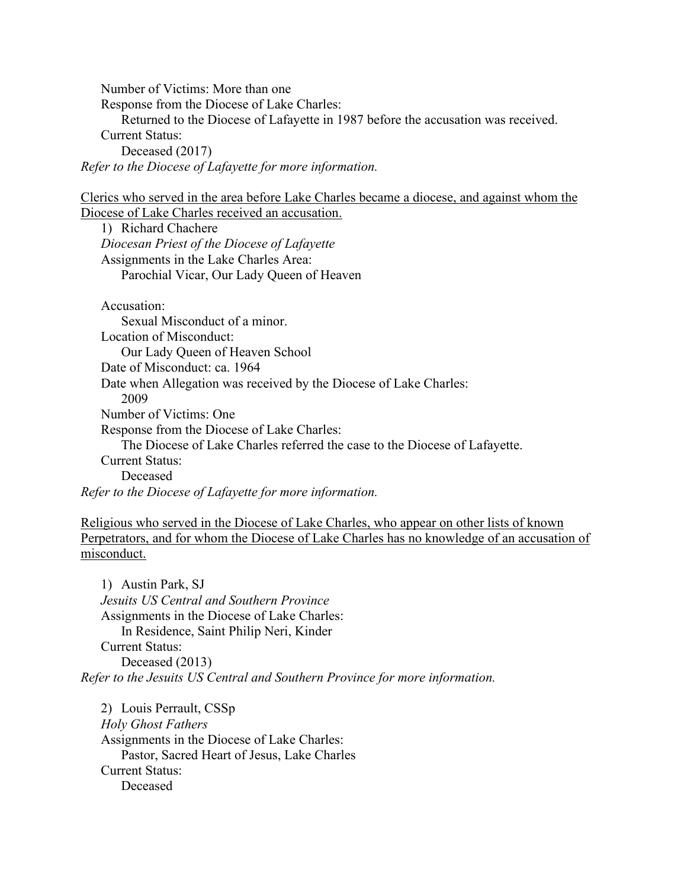Number of Victims: More than one

Response from the Diocese of Lake Charles:

Returned to the Diocese of Lafayette in 1987 before the accusation was received.

Current Status:

Deceased (2017)

*Refer to the Diocese of Lafayette for more information.*

<u>Clerics who served in the area before Lake Charles became a diocese, and against whom the Diocese of Lake Charles received an accusation.</u>

1) Richard Chachere

*Diocesan Priest of the Diocese of Lafayette*

Assignments in the Lake Charles Area:

Parochial Vicar, Our Lady Queen of Heaven

Accusation:

Sexual Misconduct of a minor.

Location of Misconduct:

Our Lady Queen of Heaven School

Date of Misconduct: ca. 1964

Date when Allegation was received by the Diocese of Lake Charles:

2009

Number of Victims: One

Response from the Diocese of Lake Charles:

The Diocese of Lake Charles referred the case to the Diocese of Lafayette.

Current Status:

Deceased

*Refer to the Diocese of Lafayette for more information.*

<u>Religious who served in the Diocese of Lake Charles, who appear on other lists of known Perpetrators, and for whom the Diocese of Lake Charles has no knowledge of an accusation of misconduct.</u>

1) Austin Park, SJ

*Jesuits US Central and Southern Province*

Assignments in the Diocese of Lake Charles:

In Residence, Saint Philip Neri, Kinder

Current Status:

Deceased (2013)

*Refer to the Jesuits US Central and Southern Province for more information.*

2) Louis Perrault, CSSp

*Holy Ghost Fathers*

Assignments in the Diocese of Lake Charles:

Pastor, Sacred Heart of Jesus, Lake Charles

Current Status:

Deceased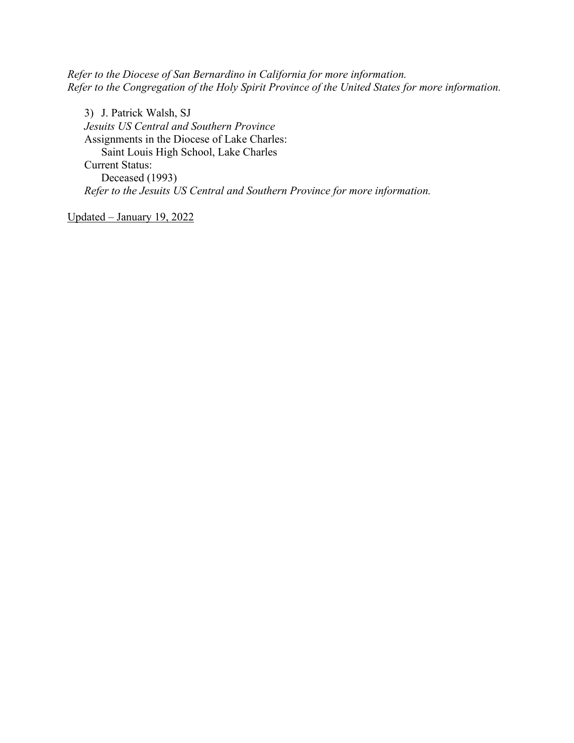*Refer to the Diocese of San Bernardino in California for more information.*
*Refer to the Congregation of the Holy Spirit Province of the United States for more information.*

3) J. Patrick Walsh, SJ
*Jesuits US Central and Southern Province*
Assignments in the Diocese of Lake Charles:
Saint Louis High School, Lake Charles
Current Status:
Deceased (1993)
*Refer to the Jesuits US Central and Southern Province for more information.*

Updated – January 19, 2022